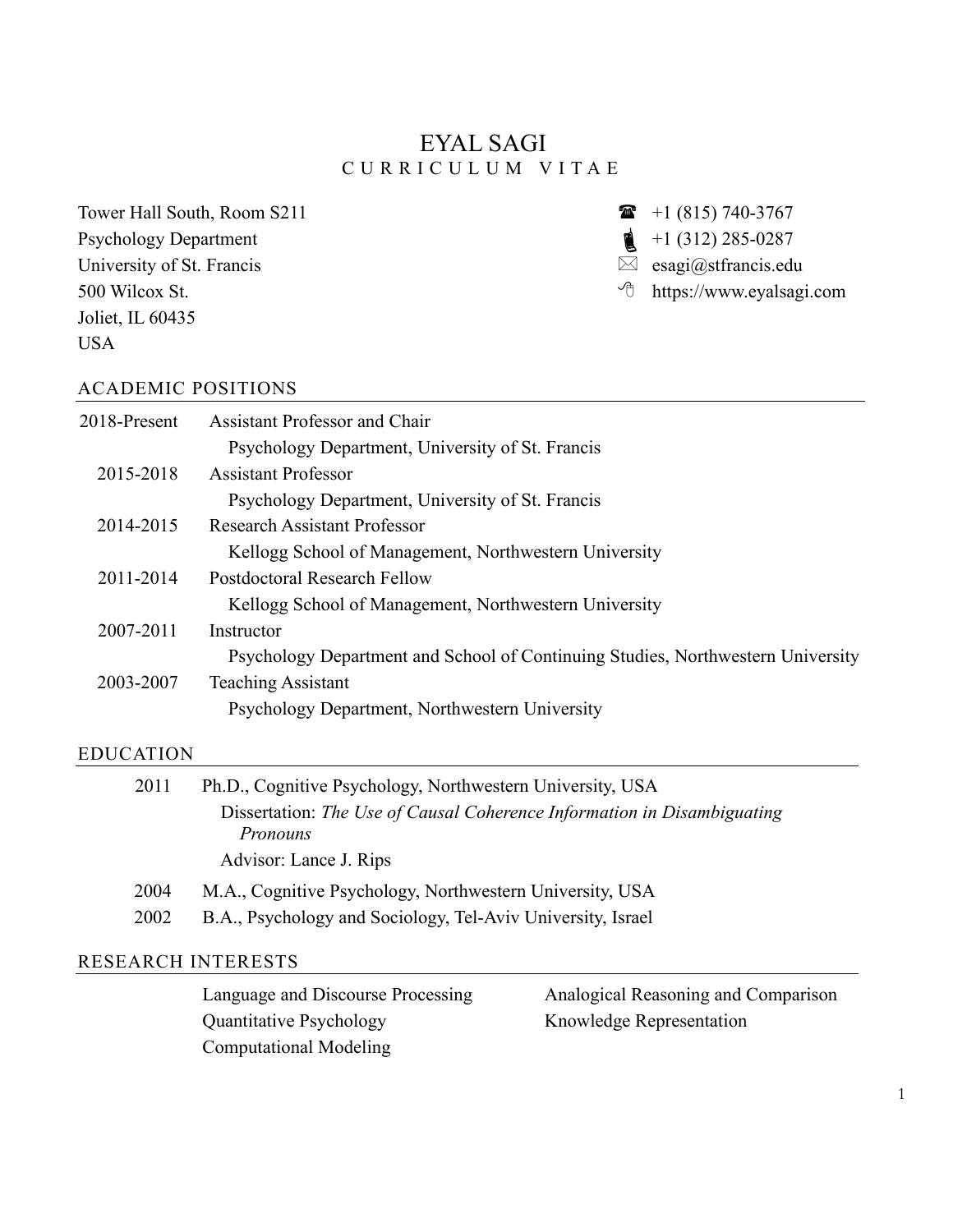# EYAL SAGI

CURRICULUM VITAE

Tower Hall South, Room S211
Psychology Department
University of St. Francis
500 Wilcox St.
Joliet, IL 60435
USA

☎ +1 (815) 740-3767
+1 (312) 285-0287
esagi@stfrancis.edu
https://www.eyalsagi.com

## ACADEMIC POSITIONS

| | |
|---|---|
| 2018-Present | Assistant Professor and Chair<br>Psychology Department, University of St. Francis |
| 2015-2018 | Assistant Professor<br>Psychology Department, University of St. Francis |
| 2014-2015 | Research Assistant Professor<br>Kellogg School of Management, Northwestern University |
| 2011-2014 | Postdoctoral Research Fellow<br>Kellogg School of Management, Northwestern University |
| 2007-2011 | Instructor<br>Psychology Department and School of Continuing Studies, Northwestern University |
| 2003-2007 | Teaching Assistant<br>Psychology Department, Northwestern University |

## EDUCATION

| | |
|---|---|
| 2011 | Ph.D., Cognitive Psychology, Northwestern University, USA<br>Dissertation: *The Use of Causal Coherence Information in Disambiguating Pronouns*<br>Advisor: Lance J. Rips |
| 2004 | M.A., Cognitive Psychology, Northwestern University, USA |
| 2002 | B.A., Psychology and Sociology, Tel-Aviv University, Israel |

## RESEARCH INTERESTS

- Language and Discourse Processing
- Quantitative Psychology
- Computational Modeling
- Analogical Reasoning and Comparison
- Knowledge Representation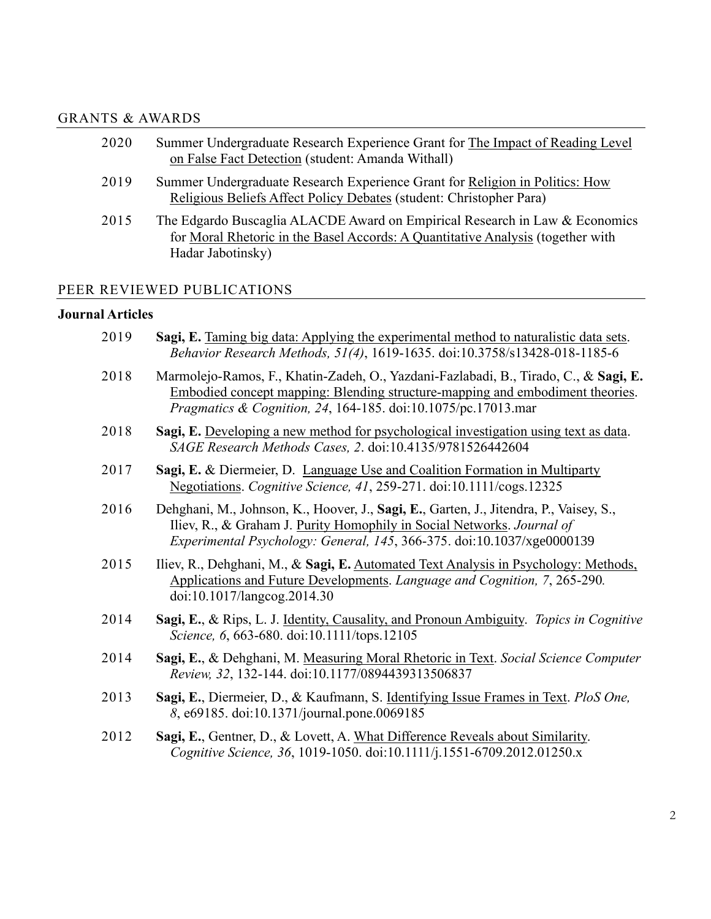## GRANTS & AWARDS

2020 Summer Undergraduate Research Experience Grant for The Impact of Reading Level on False Fact Detection (student: Amanda Withall)

2019 Summer Undergraduate Research Experience Grant for Religion in Politics: How Religious Beliefs Affect Policy Debates (student: Christopher Para)

2015 The Edgardo Buscaglia ALACDE Award on Empirical Research in Law & Economics for Moral Rhetoric in the Basel Accords: A Quantitative Analysis (together with Hadar Jabotinsky)

## PEER REVIEWED PUBLICATIONS

### Journal Articles

2019 **Sagi, E.** Taming big data: Applying the experimental method to naturalistic data sets. *Behavior Research Methods, 51(4)*, 1619-1635. doi:10.3758/s13428-018-1185-6

2018 Marmolejo-Ramos, F., Khatin-Zadeh, O., Yazdani-Fazlabadi, B., Tirado, C., & **Sagi, E.** Embodied concept mapping: Blending structure-mapping and embodiment theories. *Pragmatics & Cognition, 24*, 164-185. doi:10.1075/pc.17013.mar

2018 **Sagi, E.** Developing a new method for psychological investigation using text as data. *SAGE Research Methods Cases, 2*. doi:10.4135/9781526442604

2017 **Sagi, E.** & Diermeier, D. Language Use and Coalition Formation in Multiparty Negotiations. *Cognitive Science, 41*, 259-271. doi:10.1111/cogs.12325

2016 Dehghani, M., Johnson, K., Hoover, J., **Sagi, E.**, Garten, J., Jitendra, P., Vaisey, S., Iliev, R., & Graham J. Purity Homophily in Social Networks. *Journal of Experimental Psychology: General, 145*, 366-375. doi:10.1037/xge0000139

2015 Iliev, R., Dehghani, M., & **Sagi, E.** Automated Text Analysis in Psychology: Methods, Applications and Future Developments. *Language and Cognition, 7*, 265-290. doi:10.1017/langcog.2014.30

2014 **Sagi, E.**, & Rips, L. J. Identity, Causality, and Pronoun Ambiguity. *Topics in Cognitive Science, 6*, 663-680. doi:10.1111/tops.12105

2014 **Sagi, E.**, & Dehghani, M. Measuring Moral Rhetoric in Text. *Social Science Computer Review, 32*, 132-144. doi:10.1177/0894439313506837

2013 **Sagi, E.**, Diermeier, D., & Kaufmann, S. Identifying Issue Frames in Text. *PloS One, 8*, e69185. doi:10.1371/journal.pone.0069185

2012 **Sagi, E.**, Gentner, D., & Lovett, A. What Difference Reveals about Similarity. *Cognitive Science, 36*, 1019-1050. doi:10.1111/j.1551-6709.2012.01250.x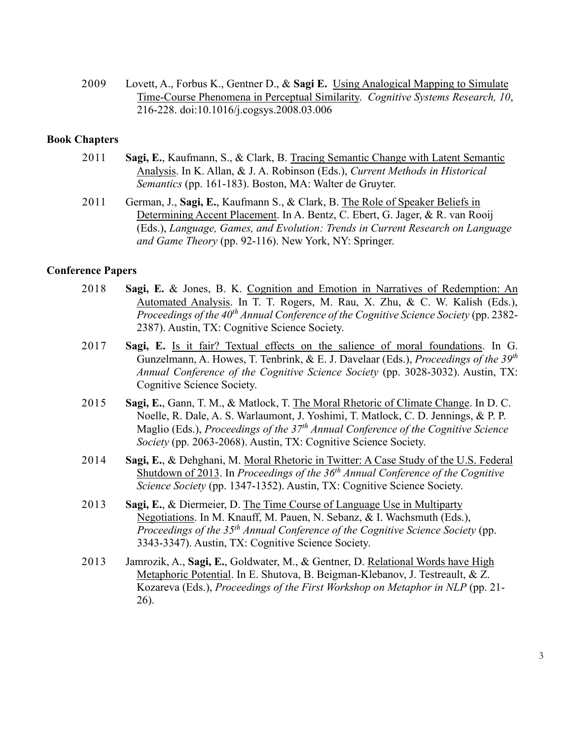2009 Lovett, A., Forbus K., Gentner D., & **Sagi E.** Using Analogical Mapping to Simulate Time-Course Phenomena in Perceptual Similarity. *Cognitive Systems Research, 10*, 216-228. doi:10.1016/j.cogsys.2008.03.006

**Book Chapters**

2011 **Sagi, E.**, Kaufmann, S., & Clark, B. Tracing Semantic Change with Latent Semantic Analysis. In K. Allan, & J. A. Robinson (Eds.), *Current Methods in Historical Semantics* (pp. 161-183). Boston, MA: Walter de Gruyter.

2011 German, J., **Sagi, E.**, Kaufmann S., & Clark, B. The Role of Speaker Beliefs in Determining Accent Placement. In A. Bentz, C. Ebert, G. Jager, & R. van Rooij (Eds.), *Language, Games, and Evolution: Trends in Current Research on Language and Game Theory* (pp. 92-116). New York, NY: Springer.

**Conference Papers**

2018 **Sagi, E.** & Jones, B. K. Cognition and Emotion in Narratives of Redemption: An Automated Analysis. In T. T. Rogers, M. Rau, X. Zhu, & C. W. Kalish (Eds.), *Proceedings of the 40th Annual Conference of the Cognitive Science Society* (pp. 2382-2387). Austin, TX: Cognitive Science Society.

2017 **Sagi, E.** Is it fair? Textual effects on the salience of moral foundations. In G. Gunzelmann, A. Howes, T. Tenbrink, & E. J. Davelaar (Eds.), *Proceedings of the 39th Annual Conference of the Cognitive Science Society* (pp. 3028-3032). Austin, TX: Cognitive Science Society.

2015 **Sagi, E.**, Gann, T. M., & Matlock, T. The Moral Rhetoric of Climate Change. In D. C. Noelle, R. Dale, A. S. Warlaumont, J. Yoshimi, T. Matlock, C. D. Jennings, & P. P. Maglio (Eds.), *Proceedings of the 37th Annual Conference of the Cognitive Science Society* (pp. 2063-2068). Austin, TX: Cognitive Science Society.

2014 **Sagi, E.**, & Dehghani, M. Moral Rhetoric in Twitter: A Case Study of the U.S. Federal Shutdown of 2013. In *Proceedings of the 36th Annual Conference of the Cognitive Science Society* (pp. 1347-1352). Austin, TX: Cognitive Science Society.

2013 **Sagi, E.**, & Diermeier, D. The Time Course of Language Use in Multiparty Negotiations. In M. Knauff, M. Pauen, N. Sebanz, & I. Wachsmuth (Eds.), *Proceedings of the 35th Annual Conference of the Cognitive Science Society* (pp. 3343-3347). Austin, TX: Cognitive Science Society.

2013 Jamrozik, A., **Sagi, E.**, Goldwater, M., & Gentner, D. Relational Words have High Metaphoric Potential. In E. Shutova, B. Beigman-Klebanov, J. Testreault, & Z. Kozareva (Eds.), *Proceedings of the First Workshop on Metaphor in NLP* (pp. 21-26).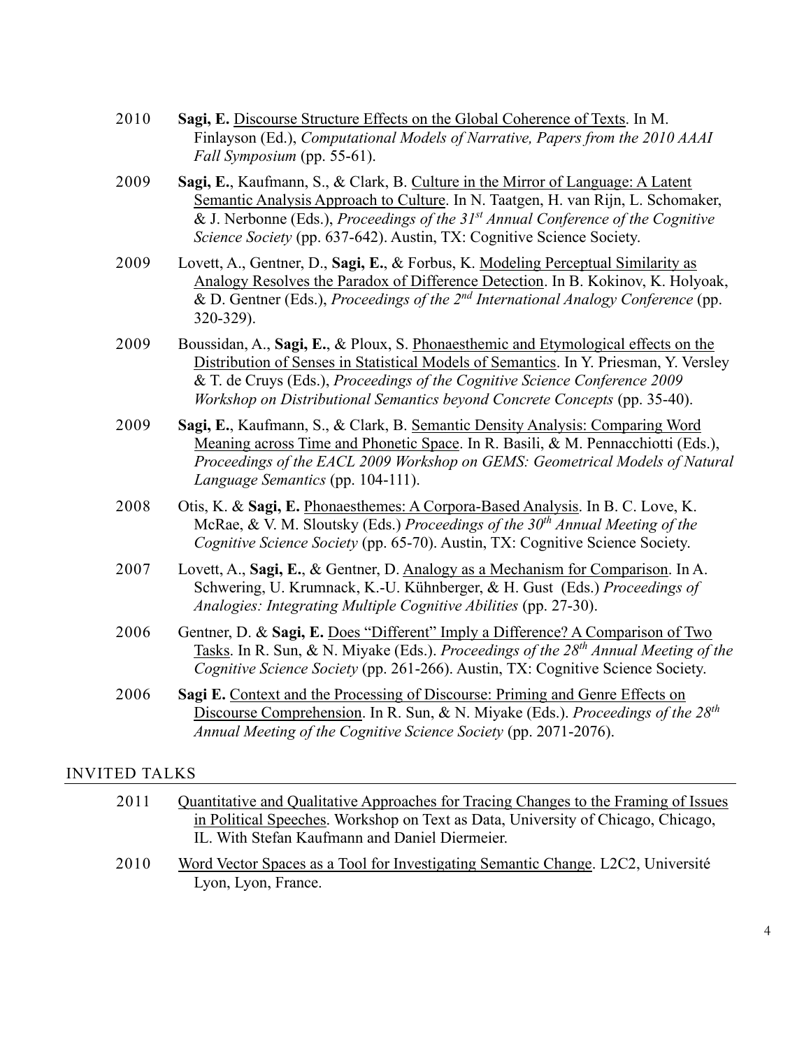2010 **Sagi, E.** Discourse Structure Effects on the Global Coherence of Texts. In M. Finlayson (Ed.), *Computational Models of Narrative, Papers from the 2010 AAAI Fall Symposium* (pp. 55-61).

2009 **Sagi, E.**, Kaufmann, S., & Clark, B. Culture in the Mirror of Language: A Latent Semantic Analysis Approach to Culture. In N. Taatgen, H. van Rijn, L. Schomaker, & J. Nerbonne (Eds.), *Proceedings of the 31st Annual Conference of the Cognitive Science Society* (pp. 637-642). Austin, TX: Cognitive Science Society.

2009 Lovett, A., Gentner, D., **Sagi, E.**, & Forbus, K. Modeling Perceptual Similarity as Analogy Resolves the Paradox of Difference Detection. In B. Kokinov, K. Holyoak, & D. Gentner (Eds.), *Proceedings of the 2nd International Analogy Conference* (pp. 320-329).

2009 Boussidan, A., **Sagi, E.**, & Ploux, S. Phonaesthemic and Etymological effects on the Distribution of Senses in Statistical Models of Semantics. In Y. Priesman, Y. Versley & T. de Cruys (Eds.), *Proceedings of the Cognitive Science Conference 2009 Workshop on Distributional Semantics beyond Concrete Concepts* (pp. 35-40).

2009 **Sagi, E.**, Kaufmann, S., & Clark, B. Semantic Density Analysis: Comparing Word Meaning across Time and Phonetic Space. In R. Basili, & M. Pennacchiotti (Eds.), *Proceedings of the EACL 2009 Workshop on GEMS: Geometrical Models of Natural Language Semantics* (pp. 104-111).

2008 Otis, K. & **Sagi, E.** Phonaesthemes: A Corpora-Based Analysis. In B. C. Love, K. McRae, & V. M. Sloutsky (Eds.) *Proceedings of the 30th Annual Meeting of the Cognitive Science Society* (pp. 65-70). Austin, TX: Cognitive Science Society.

2007 Lovett, A., **Sagi, E.**, & Gentner, D. Analogy as a Mechanism for Comparison. In A. Schwering, U. Krumnack, K.-U. Kühnberger, & H. Gust (Eds.) *Proceedings of Analogies: Integrating Multiple Cognitive Abilities* (pp. 27-30).

2006 Gentner, D. & **Sagi, E.** Does "Different" Imply a Difference? A Comparison of Two Tasks. In R. Sun, & N. Miyake (Eds.). *Proceedings of the 28th Annual Meeting of the Cognitive Science Society* (pp. 261-266). Austin, TX: Cognitive Science Society.

2006 **Sagi E.** Context and the Processing of Discourse: Priming and Genre Effects on Discourse Comprehension. In R. Sun, & N. Miyake (Eds.). *Proceedings of the 28th Annual Meeting of the Cognitive Science Society* (pp. 2071-2076).

## INVITED TALKS

2011 Quantitative and Qualitative Approaches for Tracing Changes to the Framing of Issues in Political Speeches. Workshop on Text as Data, University of Chicago, Chicago, IL. With Stefan Kaufmann and Daniel Diermeier.

2010 Word Vector Spaces as a Tool for Investigating Semantic Change. L2C2, Université Lyon, Lyon, France.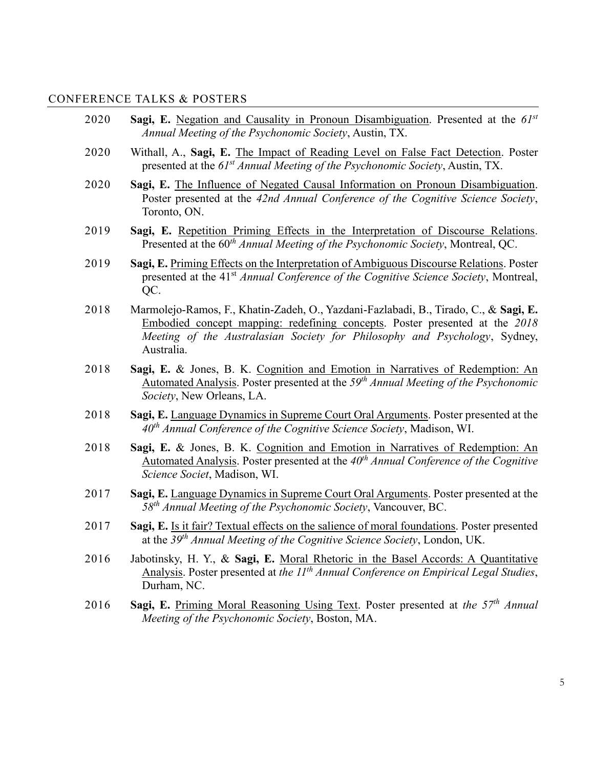## CONFERENCE TALKS & POSTERS

2020 **Sagi, E.** Negation and Causality in Pronoun Disambiguation. Presented at the *61st Annual Meeting of the Psychonomic Society*, Austin, TX.

2020 Withall, A., **Sagi, E.** The Impact of Reading Level on False Fact Detection. Poster presented at the *61st Annual Meeting of the Psychonomic Society*, Austin, TX.

2020 **Sagi, E.** The Influence of Negated Causal Information on Pronoun Disambiguation. Poster presented at the *42nd Annual Conference of the Cognitive Science Society*, Toronto, ON.

2019 **Sagi, E.** Repetition Priming Effects in the Interpretation of Discourse Relations. Presented at the 60*th Annual Meeting of the Psychonomic Society*, Montreal, QC.

2019 **Sagi, E.** Priming Effects on the Interpretation of Ambiguous Discourse Relations. Poster presented at the 41st *Annual Conference of the Cognitive Science Society*, Montreal, QC.

2018 Marmolejo-Ramos, F., Khatin-Zadeh, O., Yazdani-Fazlabadi, B., Tirado, C., & **Sagi, E.** Embodied concept mapping: redefining concepts. Poster presented at the *2018 Meeting of the Australasian Society for Philosophy and Psychology*, Sydney, Australia.

2018 **Sagi, E.** & Jones, B. K. Cognition and Emotion in Narratives of Redemption: An Automated Analysis. Poster presented at the *59th Annual Meeting of the Psychonomic Society*, New Orleans, LA.

2018 **Sagi, E.** Language Dynamics in Supreme Court Oral Arguments. Poster presented at the *40th Annual Conference of the Cognitive Science Society*, Madison, WI.

2018 **Sagi, E.** & Jones, B. K. Cognition and Emotion in Narratives of Redemption: An Automated Analysis. Poster presented at the *40th Annual Conference of the Cognitive Science Societ*, Madison, WI.

2017 **Sagi, E.** Language Dynamics in Supreme Court Oral Arguments. Poster presented at the *58th Annual Meeting of the Psychonomic Society*, Vancouver, BC.

2017 **Sagi, E.** Is it fair? Textual effects on the salience of moral foundations. Poster presented at the *39th Annual Meeting of the Cognitive Science Society*, London, UK.

2016 Jabotinsky, H. Y., & **Sagi, E.** Moral Rhetoric in the Basel Accords: A Quantitative Analysis. Poster presented at *the 11th Annual Conference on Empirical Legal Studies*, Durham, NC.

2016 **Sagi, E.** Priming Moral Reasoning Using Text. Poster presented at *the 57th Annual Meeting of the Psychonomic Society*, Boston, MA.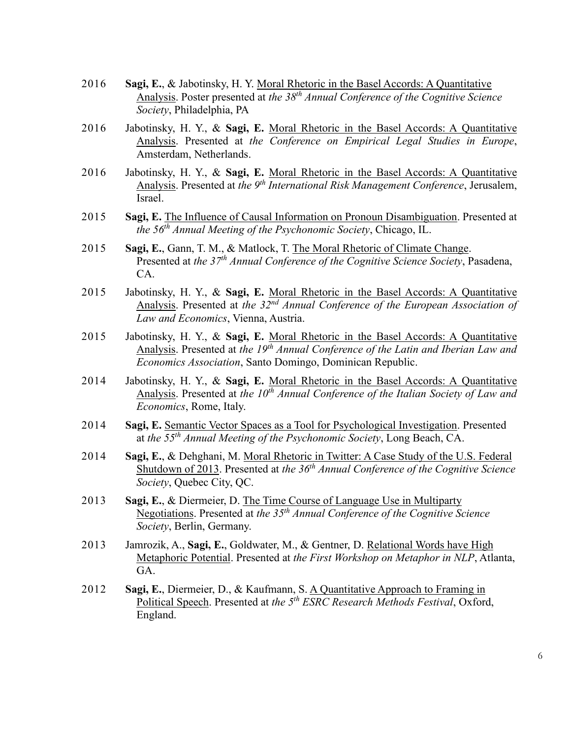2016 **Sagi, E.**, & Jabotinsky, H. Y. Moral Rhetoric in the Basel Accords: A Quantitative Analysis. Poster presented at *the 38th Annual Conference of the Cognitive Science Society*, Philadelphia, PA

2016 Jabotinsky, H. Y., & **Sagi, E.** Moral Rhetoric in the Basel Accords: A Quantitative Analysis. Presented at *the Conference on Empirical Legal Studies in Europe*, Amsterdam, Netherlands.

2016 Jabotinsky, H. Y., & **Sagi, E.** Moral Rhetoric in the Basel Accords: A Quantitative Analysis. Presented at *the 9th International Risk Management Conference*, Jerusalem, Israel.

2015 **Sagi, E.** The Influence of Causal Information on Pronoun Disambiguation. Presented at *the 56th Annual Meeting of the Psychonomic Society*, Chicago, IL.

2015 **Sagi, E.**, Gann, T. M., & Matlock, T. The Moral Rhetoric of Climate Change. Presented at *the 37th Annual Conference of the Cognitive Science Society*, Pasadena, CA.

2015 Jabotinsky, H. Y., & **Sagi, E.** Moral Rhetoric in the Basel Accords: A Quantitative Analysis. Presented at *the 32nd Annual Conference of the European Association of Law and Economics*, Vienna, Austria.

2015 Jabotinsky, H. Y., & **Sagi, E.** Moral Rhetoric in the Basel Accords: A Quantitative Analysis. Presented at *the 19th Annual Conference of the Latin and Iberian Law and Economics Association*, Santo Domingo, Dominican Republic.

2014 Jabotinsky, H. Y., & **Sagi, E.** Moral Rhetoric in the Basel Accords: A Quantitative Analysis. Presented at *the 10th Annual Conference of the Italian Society of Law and Economics*, Rome, Italy.

2014 **Sagi, E.** Semantic Vector Spaces as a Tool for Psychological Investigation. Presented at *the 55th Annual Meeting of the Psychonomic Society*, Long Beach, CA.

2014 **Sagi, E.**, & Dehghani, M. Moral Rhetoric in Twitter: A Case Study of the U.S. Federal Shutdown of 2013. Presented at *the 36th Annual Conference of the Cognitive Science Society*, Quebec City, QC.

2013 **Sagi, E.**, & Diermeier, D. The Time Course of Language Use in Multiparty Negotiations. Presented at *the 35th Annual Conference of the Cognitive Science Society*, Berlin, Germany.

2013 Jamrozik, A., **Sagi, E.**, Goldwater, M., & Gentner, D. Relational Words have High Metaphoric Potential. Presented at *the First Workshop on Metaphor in NLP*, Atlanta, GA.

2012 **Sagi, E.**, Diermeier, D., & Kaufmann, S. A Quantitative Approach to Framing in Political Speech. Presented at *the 5th ESRC Research Methods Festival*, Oxford, England.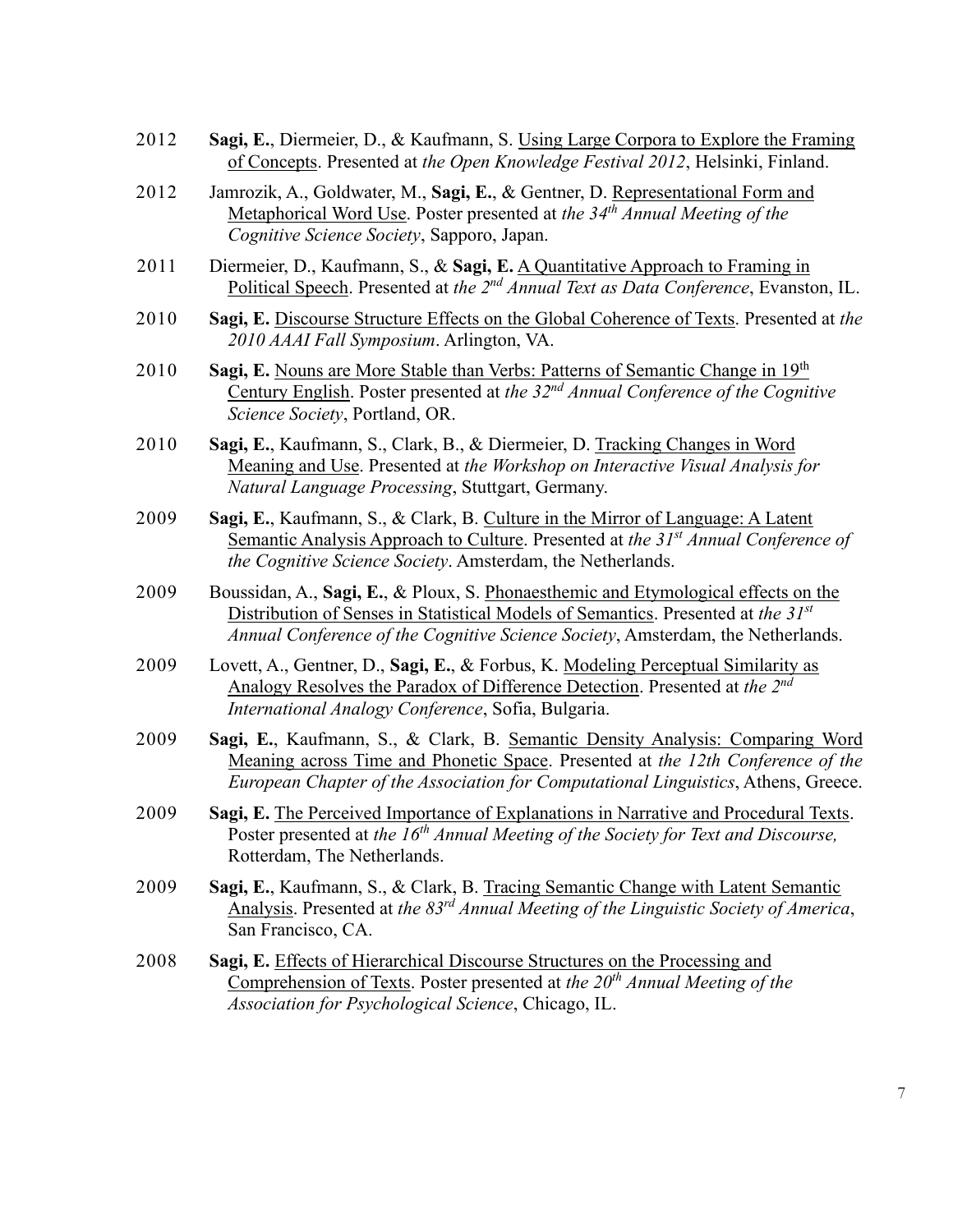2012 **Sagi, E.**, Diermeier, D., & Kaufmann, S. Using Large Corpora to Explore the Framing of Concepts. Presented at *the Open Knowledge Festival 2012*, Helsinki, Finland.

2012 Jamrozik, A., Goldwater, M., **Sagi, E.**, & Gentner, D. Representational Form and Metaphorical Word Use. Poster presented at *the 34th Annual Meeting of the Cognitive Science Society*, Sapporo, Japan.

2011 Diermeier, D., Kaufmann, S., & **Sagi, E.** A Quantitative Approach to Framing in Political Speech. Presented at *the 2nd Annual Text as Data Conference*, Evanston, IL.

2010 **Sagi, E.** Discourse Structure Effects on the Global Coherence of Texts. Presented at *the 2010 AAAI Fall Symposium*. Arlington, VA.

2010 **Sagi, E.** Nouns are More Stable than Verbs: Patterns of Semantic Change in 19th Century English. Poster presented at *the 32nd Annual Conference of the Cognitive Science Society*, Portland, OR.

2010 **Sagi, E.**, Kaufmann, S., Clark, B., & Diermeier, D. Tracking Changes in Word Meaning and Use. Presented at *the Workshop on Interactive Visual Analysis for Natural Language Processing*, Stuttgart, Germany.

2009 **Sagi, E.**, Kaufmann, S., & Clark, B. Culture in the Mirror of Language: A Latent Semantic Analysis Approach to Culture. Presented at *the 31st Annual Conference of the Cognitive Science Society*. Amsterdam, the Netherlands.

2009 Boussidan, A., **Sagi, E.**, & Ploux, S. Phonaesthemic and Etymological effects on the Distribution of Senses in Statistical Models of Semantics. Presented at *the 31st Annual Conference of the Cognitive Science Society*, Amsterdam, the Netherlands.

2009 Lovett, A., Gentner, D., **Sagi, E.**, & Forbus, K. Modeling Perceptual Similarity as Analogy Resolves the Paradox of Difference Detection. Presented at *the 2nd International Analogy Conference*, Sofia, Bulgaria.

2009 **Sagi, E.**, Kaufmann, S., & Clark, B. Semantic Density Analysis: Comparing Word Meaning across Time and Phonetic Space. Presented at *the 12th Conference of the European Chapter of the Association for Computational Linguistics*, Athens, Greece.

2009 **Sagi, E.** The Perceived Importance of Explanations in Narrative and Procedural Texts. Poster presented at *the 16th Annual Meeting of the Society for Text and Discourse,* Rotterdam, The Netherlands.

2009 **Sagi, E.**, Kaufmann, S., & Clark, B. Tracing Semantic Change with Latent Semantic Analysis. Presented at *the 83rd Annual Meeting of the Linguistic Society of America*, San Francisco, CA.

2008 **Sagi, E.** Effects of Hierarchical Discourse Structures on the Processing and Comprehension of Texts. Poster presented at *the 20th Annual Meeting of the Association for Psychological Science*, Chicago, IL.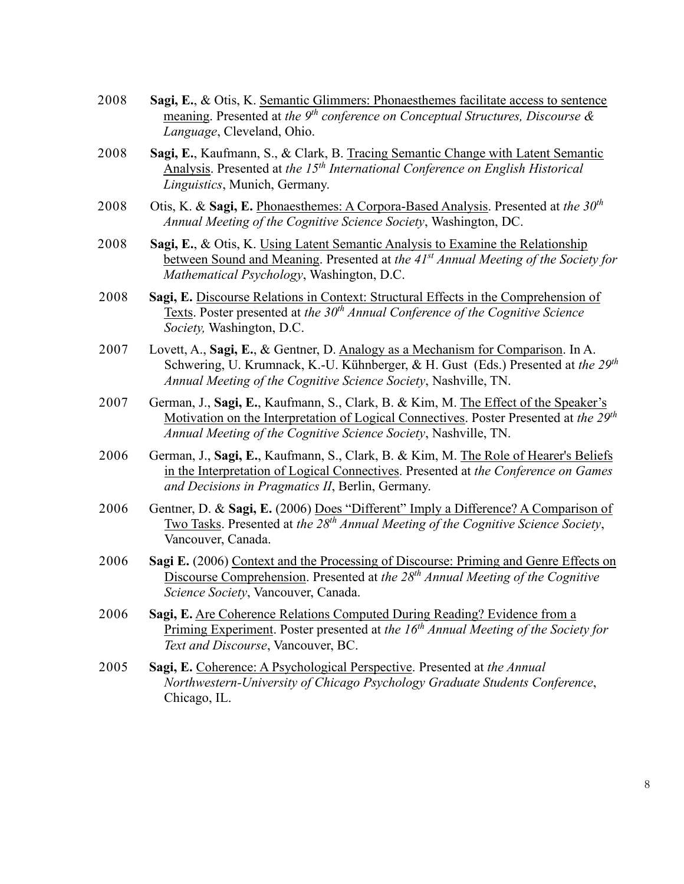2008 **Sagi, E.**, & Otis, K. Semantic Glimmers: Phonaesthemes facilitate access to sentence meaning. Presented at *the 9th conference on Conceptual Structures, Discourse & Language*, Cleveland, Ohio.

2008 **Sagi, E.**, Kaufmann, S., & Clark, B. Tracing Semantic Change with Latent Semantic Analysis. Presented at *the 15th International Conference on English Historical Linguistics*, Munich, Germany.

2008 Otis, K. & **Sagi, E.** Phonaesthemes: A Corpora-Based Analysis. Presented at *the 30th Annual Meeting of the Cognitive Science Society*, Washington, DC.

2008 **Sagi, E.**, & Otis, K. Using Latent Semantic Analysis to Examine the Relationship between Sound and Meaning. Presented at *the 41st Annual Meeting of the Society for Mathematical Psychology*, Washington, D.C.

2008 **Sagi, E.** Discourse Relations in Context: Structural Effects in the Comprehension of Texts. Poster presented at *the 30th Annual Conference of the Cognitive Science Society,* Washington, D.C.

2007 Lovett, A., **Sagi, E.**, & Gentner, D. Analogy as a Mechanism for Comparison. In A. Schwering, U. Krumnack, K.-U. Kühnberger, & H. Gust (Eds.) Presented at *the 29th Annual Meeting of the Cognitive Science Society*, Nashville, TN.

2007 German, J., **Sagi, E.**, Kaufmann, S., Clark, B. & Kim, M. The Effect of the Speaker's Motivation on the Interpretation of Logical Connectives. Poster Presented at *the 29th Annual Meeting of the Cognitive Science Society*, Nashville, TN.

2006 German, J., **Sagi, E.**, Kaufmann, S., Clark, B. & Kim, M. The Role of Hearer's Beliefs in the Interpretation of Logical Connectives. Presented at *the Conference on Games and Decisions in Pragmatics II*, Berlin, Germany.

2006 Gentner, D. & **Sagi, E.** (2006) Does "Different" Imply a Difference? A Comparison of Two Tasks. Presented at *the 28th Annual Meeting of the Cognitive Science Society*, Vancouver, Canada.

2006 **Sagi E.** (2006) Context and the Processing of Discourse: Priming and Genre Effects on Discourse Comprehension. Presented at *the 28th Annual Meeting of the Cognitive Science Society*, Vancouver, Canada.

2006 **Sagi, E.** Are Coherence Relations Computed During Reading? Evidence from a Priming Experiment. Poster presented at *the 16th Annual Meeting of the Society for Text and Discourse*, Vancouver, BC.

2005 **Sagi, E.** Coherence: A Psychological Perspective. Presented at *the Annual Northwestern-University of Chicago Psychology Graduate Students Conference*, Chicago, IL.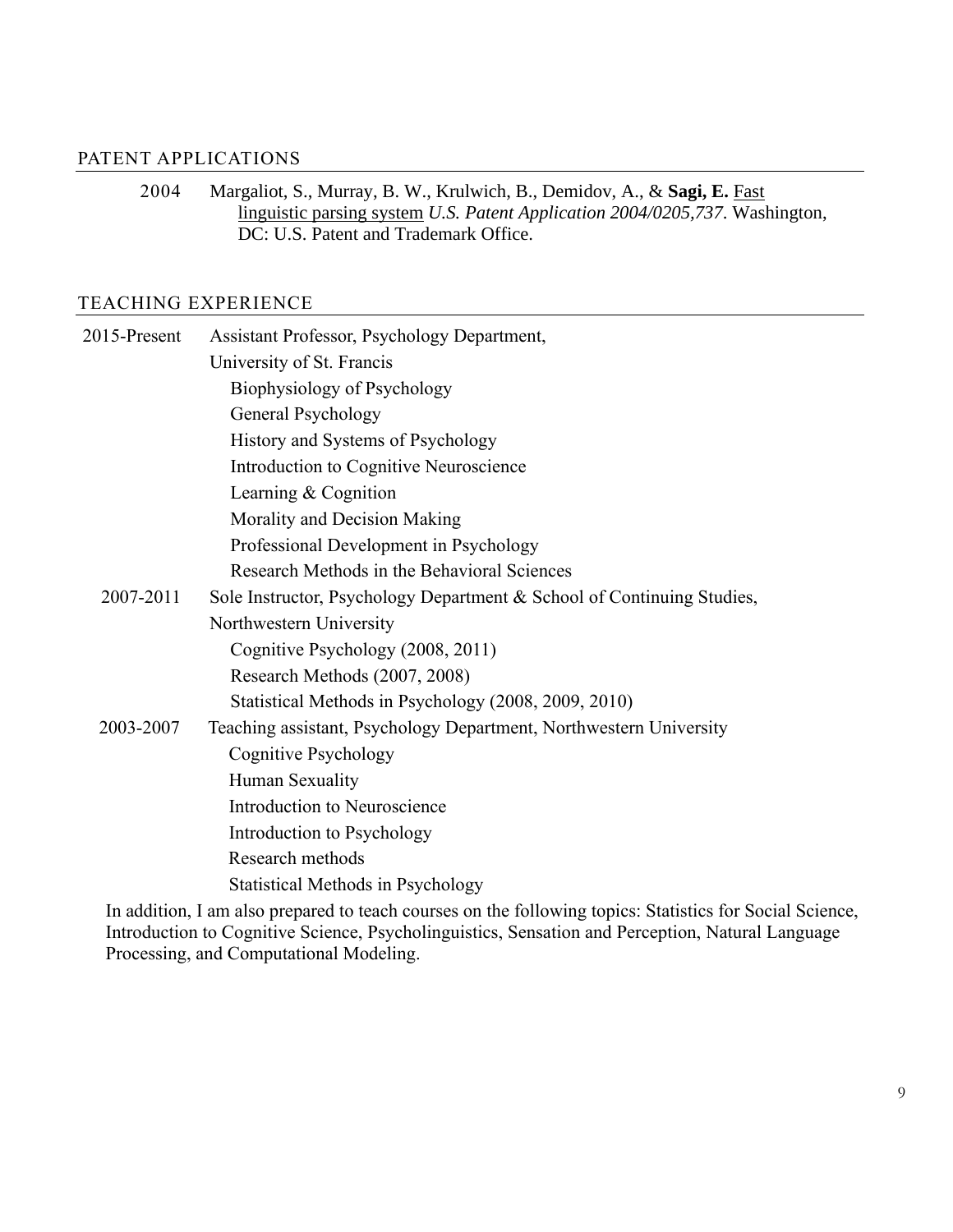## PATENT APPLICATIONS

2004 Margaliot, S., Murray, B. W., Krulwich, B., Demidov, A., & **Sagi, E.** Fast linguistic parsing system *U.S. Patent Application 2004/0205,737*. Washington, DC: U.S. Patent and Trademark Office.

## TEACHING EXPERIENCE

2015-Present Assistant Professor, Psychology Department, University of St. Francis

- Biophysiology of Psychology
- General Psychology
- History and Systems of Psychology
- Introduction to Cognitive Neuroscience
- Learning & Cognition
- Morality and Decision Making
- Professional Development in Psychology
- Research Methods in the Behavioral Sciences

2007-2011 Sole Instructor, Psychology Department & School of Continuing Studies, Northwestern University

- Cognitive Psychology (2008, 2011)
- Research Methods (2007, 2008)
- Statistical Methods in Psychology (2008, 2009, 2010)

2003-2007 Teaching assistant, Psychology Department, Northwestern University

- Cognitive Psychology
- Human Sexuality
- Introduction to Neuroscience
- Introduction to Psychology
- Research methods
- Statistical Methods in Psychology

In addition, I am also prepared to teach courses on the following topics: Statistics for Social Science, Introduction to Cognitive Science, Psycholinguistics, Sensation and Perception, Natural Language Processing, and Computational Modeling.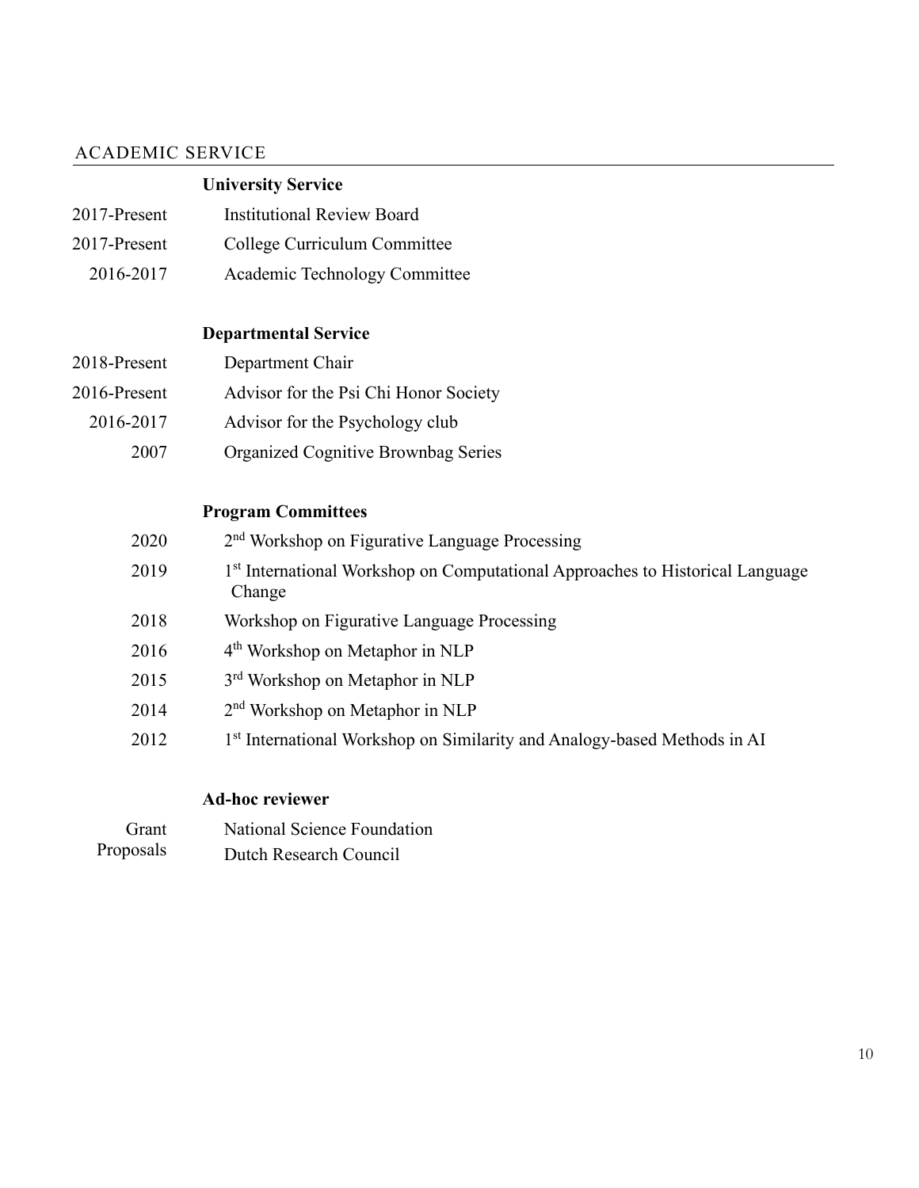## ACADEMIC SERVICE

### University Service

| | |
|---|---|
| 2017-Present | Institutional Review Board |
| 2017-Present | College Curriculum Committee |
| 2016-2017 | Academic Technology Committee |

### Departmental Service

| | |
|---|---|
| 2018-Present | Department Chair |
| 2016-Present | Advisor for the Psi Chi Honor Society |
| 2016-2017 | Advisor for the Psychology club |
| 2007 | Organized Cognitive Brownbag Series |

### Program Committees

| | |
|---|---|
| 2020 | 2nd Workshop on Figurative Language Processing |
| 2019 | 1st International Workshop on Computational Approaches to Historical Language Change |
| 2018 | Workshop on Figurative Language Processing |
| 2016 | 4th Workshop on Metaphor in NLP |
| 2015 | 3rd Workshop on Metaphor in NLP |
| 2014 | 2nd Workshop on Metaphor in NLP |
| 2012 | 1st International Workshop on Similarity and Analogy-based Methods in AI |

### Ad-hoc reviewer

| | |
|---|---|
| Grant Proposals | National Science Foundation |
| | Dutch Research Council |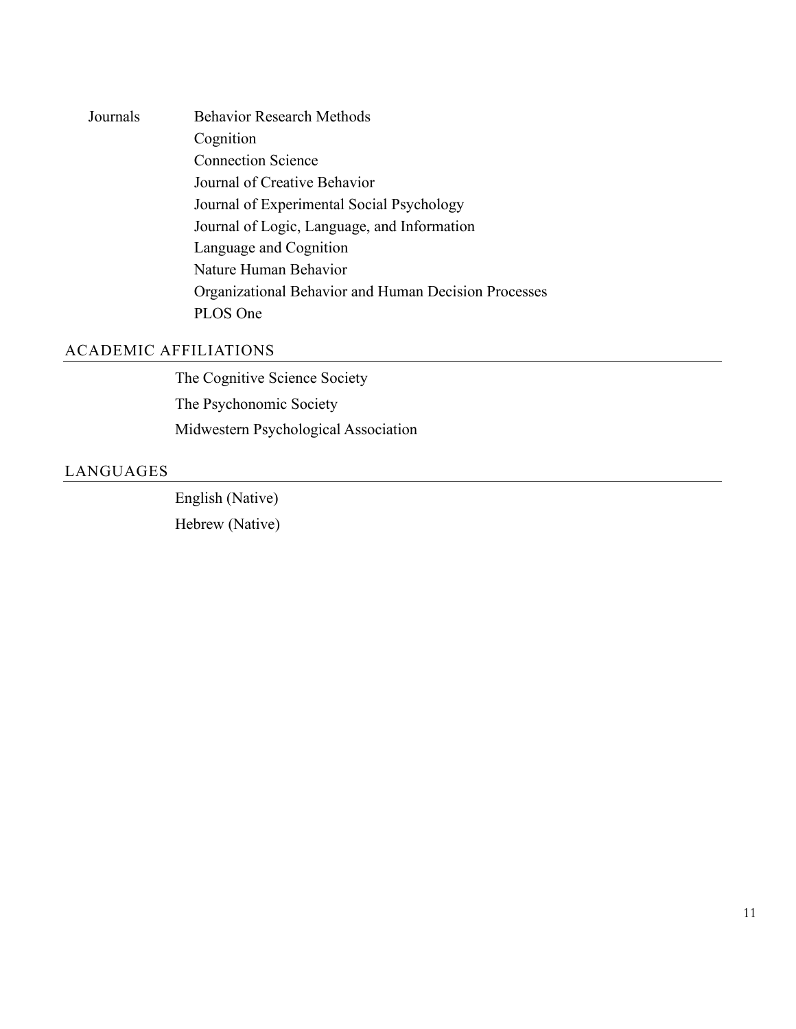Journals

- Behavior Research Methods
- Cognition
- Connection Science
- Journal of Creative Behavior
- Journal of Experimental Social Psychology
- Journal of Logic, Language, and Information
- Language and Cognition
- Nature Human Behavior
- Organizational Behavior and Human Decision Processes
- PLOS One

## ACADEMIC AFFILIATIONS

The Cognitive Science Society

The Psychonomic Society

Midwestern Psychological Association

## LANGUAGES

English (Native)

Hebrew (Native)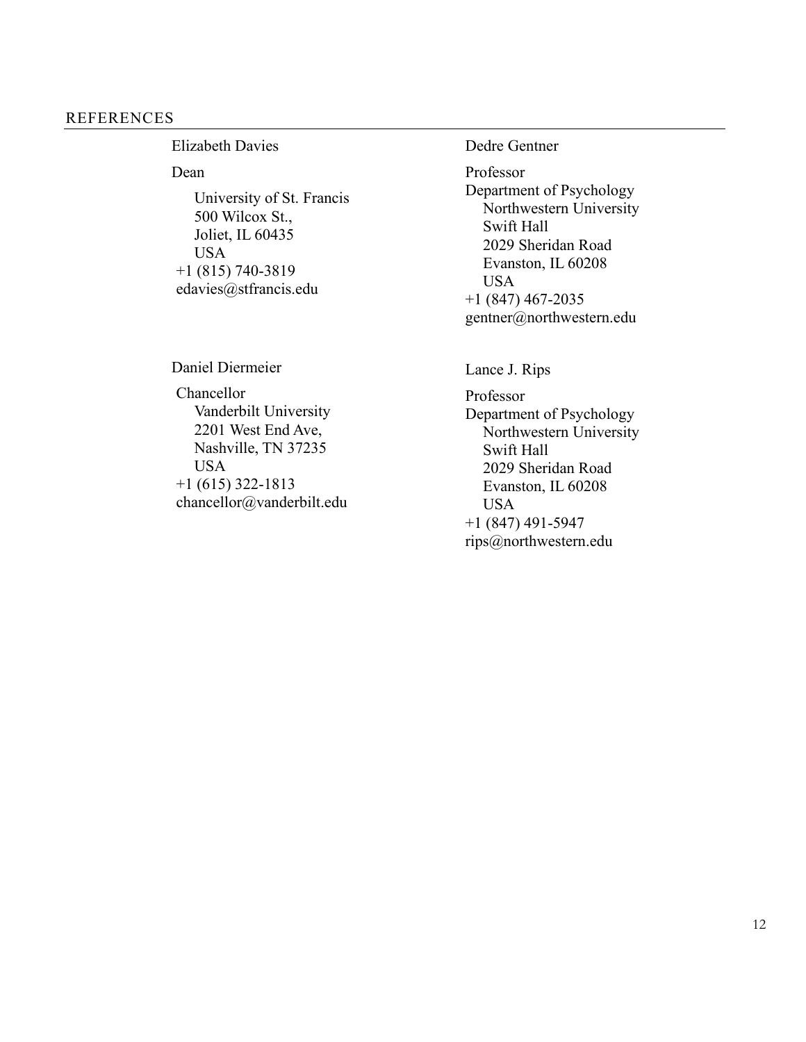## REFERENCES

Elizabeth Davies

Dean

University of St. Francis  
500 Wilcox St.,  
Joliet, IL 60435  
USA  
+1 (815) 740-3819  
edavies@stfrancis.edu

Dedre Gentner

Professor  
Department of Psychology  
Northwestern University  
Swift Hall  
2029 Sheridan Road  
Evanston, IL 60208  
USA  
+1 (847) 467-2035  
gentner@northwestern.edu

Daniel Diermeier

Chancellor  
Vanderbilt University  
2201 West End Ave,  
Nashville, TN 37235  
USA  
+1 (615) 322-1813  
chancellor@vanderbilt.edu

Lance J. Rips

Professor  
Department of Psychology  
Northwestern University  
Swift Hall  
2029 Sheridan Road  
Evanston, IL 60208  
USA  
+1 (847) 491-5947  
rips@northwestern.edu